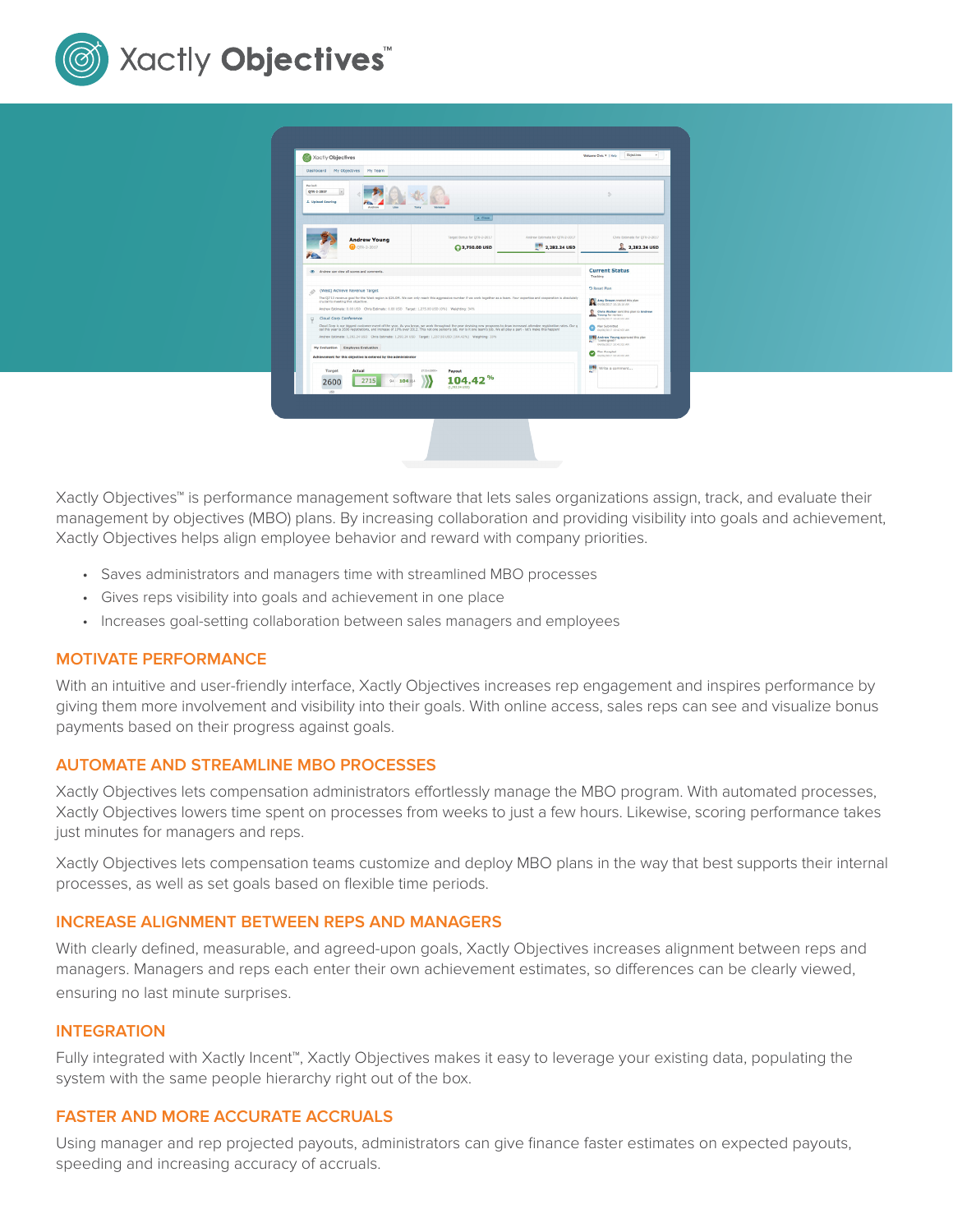# Xactly Objectives™

Xactly Objectives™ is performance management software that lets sales organizations assign, track, and evaluate their management by objectives (MBO) plans. By increasing collaboration and providing visibility into goals and achievement, Xactly Objectives helps align employee behavior and reward with company priorities.

- Saves administrators and managers time with streamlined MBO processes
- Gives reps visibility into goals and achievement in one place
- Increases goal-setting collaboration between sales managers and employees

## MOTIVATE PERFORMANCE

With an intuitive and user-friendly interface, Xactly Objectives increases rep engagement and inspires performance by giving them more involvement and visibility into their goals. With online access, sales reps can see and visualize bonus payments based on their progress against goals.

## AUTOMATE AND STREAMLINE MBO PROCESSES

Xactly Objectives lets compensation administrators effortlessly manage the MBO program. With automated processes, Xactly Objectives lowers time spent on processes from weeks to just a few hours. Likewise, scoring performance takes just minutes for managers and reps.

Xactly Objectives lets compensation teams customize and deploy MBO plans in the way that best supports their internal processes, as well as set goals based on flexible time periods.

## INCREASE ALIGNMENT BETWEEN REPS AND MANAGERS

With clearly defined, measurable, and agreed-upon goals, Xactly Objectives increases alignment between reps and managers. Managers and reps each enter their own achievement estimates, so differences can be clearly viewed, ensuring no last minute surprises.

## INTEGRATION

Fully integrated with Xactly Incent™, Xactly Objectives makes it easy to leverage your existing data, populating the system with the same people hierarchy right out of the box.

## FASTER AND MORE ACCURATE ACCRUALS

Using manager and rep projected payouts, administrators can give finance faster estimates on expected payouts, speeding and increasing accuracy of accruals.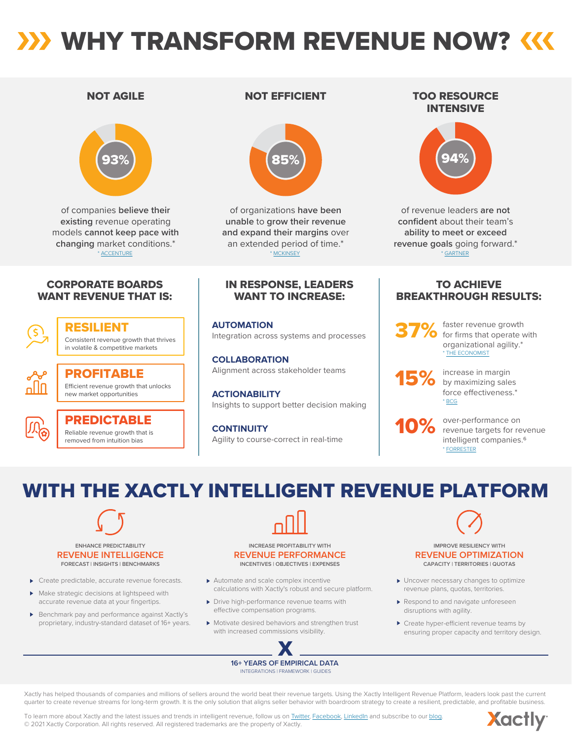# WHY TRANSFORM REVENUE NOW?

## NOT AGILE

93%

of companies **believe their existing** revenue operating models **cannot keep pace with changing** market conditions.*

* ACCENTURE

## NOT EFFICIENT

85%

of organizations **have been unable** to **grow their revenue and expand their margins** over an extended period of time.*

* MCKINSEY

## TOO RESOURCE INTENSIVE

94%

of revenue leaders **are not confident** about their team's **ability to meet or exceed revenue goals** going forward.*

* GARTNER

## CORPORATE BOARDS WANT REVENUE THAT IS:

**RESILIENT**
Consistent revenue growth that thrives in volatile & competitive markets

**PROFITABLE**
Efficient revenue growth that unlocks new market opportunities

**PREDICTABLE**
Reliable revenue growth that is removed from intuition bias

## IN RESPONSE, LEADERS WANT TO INCREASE:

**AUTOMATION**
Integration across systems and processes

**COLLABORATION**
Alignment across stakeholder teams

**ACTIONABILITY**
Insights to support better decision making

**CONTINUITY**
Agility to course-correct in real-time

## TO ACHIEVE BREAKTHROUGH RESULTS:

**37%** faster revenue growth for firms that operate with organizational agility.*
* THE ECONOMIST

**15%** increase in margin by maximizing sales force effectiveness.*
* BCG

**10%** over-performance on revenue targets for revenue intelligent companies.[6]
* FORRESTER

# WITH THE XACTLY INTELLIGENT REVENUE PLATFORM

ENHANCE PREDICTABILITY

### REVENUE INTELLIGENCE

FORECAST | INSIGHTS | BENCHMARKS

- Create predictable, accurate revenue forecasts.
- Make strategic decisions at lightspeed with accurate revenue data at your fingertips.
- Benchmark pay and performance against Xactly's proprietary, industry-standard dataset of 16+ years.

INCREASE PROFITABILITY WITH

### REVENUE PERFORMANCE

INCENTIVES | OBJECTIVES | EXPENSES

- Automate and scale complex incentive calculations with Xactly's robust and secure platform.
- Drive high-performance revenue teams with effective compensation programs.
- Motivate desired behaviors and strengthen trust with increased commissions visibility.

IMPROVE RESILIENCY WITH

### REVENUE OPTIMIZATION

CAPACITY | TERRITORIES | QUOTAS

- Uncover necessary changes to optimize revenue plans, quotas, territories.
- Respond to and navigate unforeseen disruptions with agility.
- Create hyper-efficient revenue teams by ensuring proper capacity and territory design.

X

**16+ YEARS OF EMPIRICAL DATA**

INTEGRATIONS | FRAMEWORK | GUIDES

Xactly has helped thousands of companies and millions of sellers around the world beat their revenue targets. Using the Xactly Intelligent Revenue Platform, leaders look past the current quarter to create revenue streams for long-term growth. It is the only solution that aligns seller behavior with boardroom strategy to create a resilient, predictable, and profitable business.

To learn more about Xactly and the latest issues and trends in intelligent revenue, follow us on Twitter, Facebook, LinkedIn and subscribe to our blog.
© 2021 Xactly Corporation. All rights reserved. All registered trademarks are the property of Xactly.

Xactly